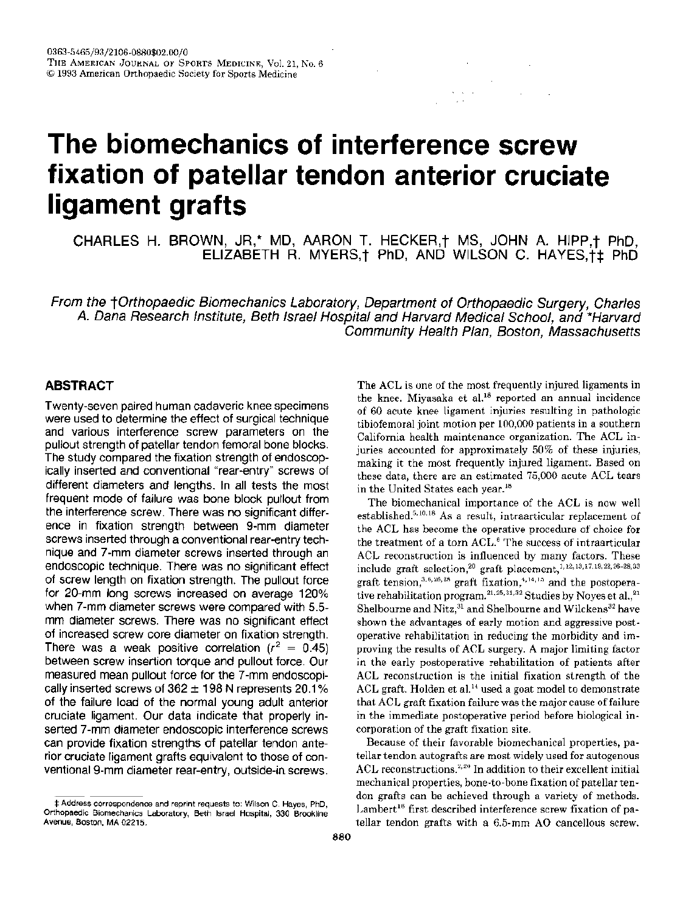0363-5465/93/2106-0880$02.00/0
THE AMERICAN JOURNAL OF SPORTS MEDICINE, Vol. 21, No. 6
© 1993 American Orthopaedic Society for Sports Medicine

# The biomechanics of interference screw fixation of patellar tendon anterior cruciate ligament grafts

CHARLES H. BROWN, JR,* MD, AARON T. HECKER,† MS, JOHN A. HIPP,† PhD, ELIZABETH R. MYERS,† PhD, AND WILSON C. HAYES,†‡ PhD

*From the †Orthopaedic Biomechanics Laboratory, Department of Orthopaedic Surgery, Charles A. Dana Research Institute, Beth Israel Hospital and Harvard Medical School, and \*Harvard Community Health Plan, Boston, Massachusetts*

## ABSTRACT

Twenty-seven paired human cadaveric knee specimens were used to determine the effect of surgical technique and various interference screw parameters on the pullout strength of patellar tendon femoral bone blocks. The study compared the fixation strength of endoscopically inserted and conventional "rear-entry" screws of different diameters and lengths. In all tests the most frequent mode of failure was bone block pullout from the interference screw. There was no significant difference in fixation strength between 9-mm diameter screws inserted through a conventional rear-entry technique and 7-mm diameter screws inserted through an endoscopic technique. There was no significant effect of screw length on fixation strength. The pullout force for 20-mm long screws increased on average 120% when 7-mm diameter screws were compared with 5.5-mm diameter screws. There was no significant effect of increased screw core diameter on fixation strength. There was a weak positive correlation ($r^2 = 0.45$) between screw insertion torque and pullout force. Our measured mean pullout force for the 7-mm endoscopically inserted screws of 362 ± 198 N represents 20.1% of the failure load of the normal young adult anterior cruciate ligament. Our data indicate that properly inserted 7-mm diameter endoscopic interference screws can provide fixation strengths of patellar tendon anterior cruciate ligament grafts equivalent to those of conventional 9-mm diameter rear-entry, outside-in screws.

‡ Address correspondence and reprint requests to: Wilson C. Hayes, PhD, Orthopaedic Biomechanics Laboratory, Beth Israel Hospital, 330 Brookline Avenue, Boston, MA 02215.

The ACL is one of the most frequently injured ligaments in the knee. Miyasaka et al.[18] reported an annual incidence of 60 acute knee ligament injuries resulting in pathologic tibiofemoral joint motion per 100,000 patients in a southern California health maintenance organization. The ACL injuries accounted for approximately 50% of these injuries, making it the most frequently injured ligament. Based on these data, there are an estimated 75,000 acute ACL tears in the United States each year.[18]

The biomechanical importance of the ACL is now well established.[5,10,18] As a result, intraarticular replacement of the ACL has become the operative procedure of choice for the treatment of a torn ACL.[6] The success of intraarticular ACL reconstruction is influenced by many factors. These include graft selection,[20] graft placement,[1,12,13,17,19,22,26-28,33] graft tension,[3,6,26,28] graft fixation,[4,14,15] and the postoperative rehabilitation program.[21,25,31,32] Studies by Noyes et al.,[21] Shelbourne and Nitz,[31] and Shelbourne and Wilckens[32] have shown the advantages of early motion and aggressive postoperative rehabilitation in reducing the morbidity and improving the results of ACL surgery. A major limiting factor in the early postoperative rehabilitation of patients after ACL reconstruction is the initial fixation strength of the ACL graft. Holden et al.[14] used a goat model to demonstrate that ACL graft fixation failure was the major cause of failure in the immediate postoperative period before biological incorporation of the graft fixation site.

Because of their favorable biomechanical properties, patellar tendon autografts are most widely used for autogenous ACL reconstructions.[2,20] In addition to their excellent initial mechanical properties, bone-to-bone fixation of patellar tendon grafts can be achieved through a variety of methods. Lambert[16] first described interference screw fixation of patellar tendon grafts with a 6.5-mm AO cancellous screw.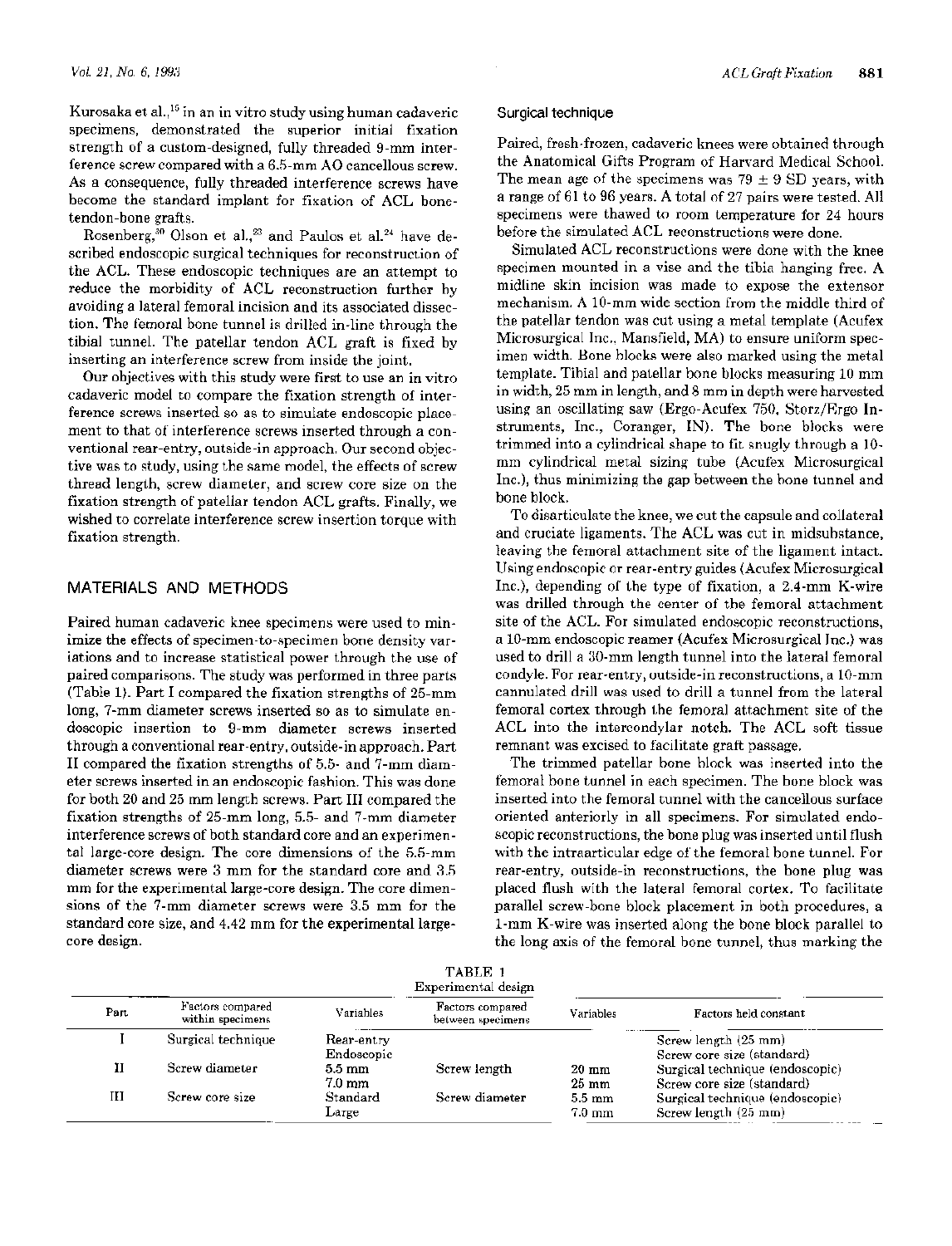Kurosaka et al.,[15] in an in vitro study using human cadaveric specimens, demonstrated the superior initial fixation strength of a custom-designed, fully threaded 9-mm interference screw compared with a 6.5-mm AO cancellous screw. As a consequence, fully threaded interference screws have become the standard implant for fixation of ACL bone-tendon-bone grafts.

Rosenberg,[30] Olson et al.,[23] and Paulos et al.[24] have described endoscopic surgical techniques for reconstruction of the ACL. These endoscopic techniques are an attempt to reduce the morbidity of ACL reconstruction further by avoiding a lateral femoral incision and its associated dissection. The femoral bone tunnel is drilled in-line through the tibial tunnel. The patellar tendon ACL graft is fixed by inserting an interference screw from inside the joint.

Our objectives with this study were first to use an in vitro cadaveric model to compare the fixation strength of interference screws inserted so as to simulate endoscopic placement to that of interference screws inserted through a conventional rear-entry, outside-in approach. Our second objective was to study, using the same model, the effects of screw thread length, screw diameter, and screw core size on the fixation strength of patellar tendon ACL grafts. Finally, we wished to correlate interference screw insertion torque with fixation strength.

## MATERIALS AND METHODS

Paired human cadaveric knee specimens were used to minimize the effects of specimen-to-specimen bone density variations and to increase statistical power through the use of paired comparisons. The study was performed in three parts (Table 1). Part I compared the fixation strengths of 25-mm long, 7-mm diameter screws inserted so as to simulate endoscopic insertion to 9-mm diameter screws inserted through a conventional rear-entry, outside-in approach. Part II compared the fixation strengths of 5.5- and 7-mm diameter screws inserted in an endoscopic fashion. This was done for both 20 and 25 mm length screws. Part III compared the fixation strengths of 25-mm long, 5.5- and 7-mm diameter interference screws of both standard core and an experimental large-core design. The core dimensions of the 5.5-mm diameter screws were 3 mm for the standard core and 3.5 mm for the experimental large-core design. The core dimensions of the 7-mm diameter screws were 3.5 mm for the standard core size, and 4.42 mm for the experimental large-core design.

### Surgical technique

Paired, fresh-frozen, cadaveric knees were obtained through the Anatomical Gifts Program of Harvard Medical School. The mean age of the specimens was 79 ± 9 SD years, with a range of 61 to 96 years. A total of 27 pairs were tested. All specimens were thawed to room temperature for 24 hours before the simulated ACL reconstructions were done.

Simulated ACL reconstructions were done with the knee specimen mounted in a vise and the tibia hanging free. A midline skin incision was made to expose the extensor mechanism. A 10-mm wide section from the middle third of the patellar tendon was cut using a metal template (Acufex Microsurgical Inc., Mansfield, MA) to ensure uniform specimen width. Bone blocks were also marked using the metal template. Tibial and patellar bone blocks measuring 10 mm in width, 25 mm in length, and 8 mm in depth were harvested using an oscillating saw (Ergo-Acufex 750, Storz/Ergo Instruments, Inc., Coranger, IN). The bone blocks were trimmed into a cylindrical shape to fit snugly through a 10-mm cylindrical metal sizing tube (Acufex Microsurgical Inc.), thus minimizing the gap between the bone tunnel and bone block.

To disarticulate the knee, we cut the capsule and collateral and cruciate ligaments. The ACL was cut in midsubstance, leaving the femoral attachment site of the ligament intact. Using endoscopic or rear-entry guides (Acufex Microsurgical Inc.), depending of the type of fixation, a 2.4-mm K-wire was drilled through the center of the femoral attachment site of the ACL. For simulated endoscopic reconstructions, a 10-mm endoscopic reamer (Acufex Microsurgical Inc.) was used to drill a 30-mm length tunnel into the lateral femoral condyle. For rear-entry, outside-in reconstructions, a 10-mm cannulated drill was used to drill a tunnel from the lateral femoral cortex through the femoral attachment site of the ACL into the intercondylar notch. The ACL soft tissue remnant was excised to facilitate graft passage.

The trimmed patellar bone block was inserted into the femoral bone tunnel in each specimen. The bone block was inserted into the femoral tunnel with the cancellous surface oriented anteriorly in all specimens. For simulated endoscopic reconstructions, the bone plug was inserted until flush with the intraarticular edge of the femoral bone tunnel. For rear-entry, outside-in reconstructions, the bone plug was placed flush with the lateral femoral cortex. To facilitate parallel screw-bone block placement in both procedures, a 1-mm K-wire was inserted along the bone block parallel to the long axis of the femoral bone tunnel, thus marking the

TABLE 1
Experimental design

| Part | Factors compared within specimens | Variables | Factors compared between specimens | Variables | Factors held constant |
|---|---|---|---|---|---|
| I | Surgical technique | Rear-entry<br>Endoscopic | | | Screw length (25 mm)<br>Screw core size (standard) |
| II | Screw diameter | 5.5 mm<br>7.0 mm | Screw length | 20 mm<br>25 mm | Surgical technique (endoscopic)<br>Screw core size (standard) |
| III | Screw core size | Standard<br>Large | Screw diameter | 5.5 mm<br>7.0 mm | Surgical technique (endoscopic)<br>Screw length (25 mm) |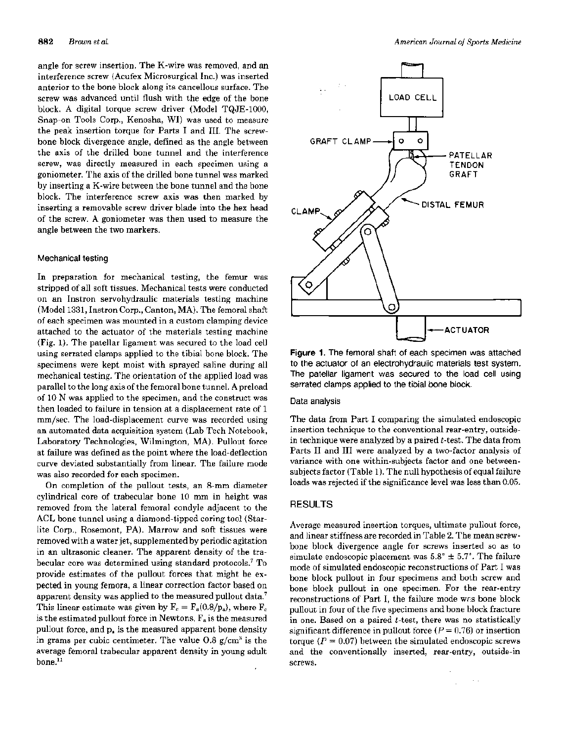angle for screw insertion. The K-wire was removed, and an interference screw (Acufex Microsurgical Inc.) was inserted anterior to the bone block along its cancellous surface. The screw was advanced until flush with the edge of the bone block. A digital torque screw driver (Model TQJE-1000, Snap-on Tools Corp., Kenosha, WI) was used to measure the peak insertion torque for Parts I and III. The screw-bone block divergence angle, defined as the angle between the axis of the drilled bone tunnel and the interference screw, was directly measured in each specimen using a goniometer. The axis of the drilled bone tunnel was marked by inserting a K-wire between the bone tunnel and the bone block. The interference screw axis was then marked by inserting a removable screw driver blade into the hex head of the screw. A goniometer was then used to measure the angle between the two markers.

### Mechanical testing

In preparation for mechanical testing, the femur was stripped of all soft tissues. Mechanical tests were conducted on an Instron servohydraulic materials testing machine (Model 1331, Instron Corp., Canton, MA). The femoral shaft of each specimen was mounted in a custom clamping device attached to the actuator of the materials testing machine (Fig. 1). The patellar ligament was secured to the load cell using serrated clamps applied to the tibial bone block. The specimens were kept moist with sprayed saline during all mechanical testing. The orientation of the applied load was parallel to the long axis of the femoral bone tunnel. A preload of 10 N was applied to the specimen, and the construct was then loaded to failure in tension at a displacement rate of 1 mm/sec. The load-displacement curve was recorded using an automated data acquisition system (Lab Tech Notebook, Laboratory Technologies, Wilmington, MA). Pullout force at failure was defined as the point where the load-deflection curve deviated substantially from linear. The failure mode was also recorded for each specimen.

On completion of the pullout tests, an 8-mm diameter cylindrical core of trabecular bone 10 mm in height was removed from the lateral femoral condyle adjacent to the ACL bone tunnel using a diamond-tipped coring tool (Starlite Corp., Rosemont, PA). Marrow and soft tissues were removed with a water jet, supplemented by periodic agitation in an ultrasonic cleaner. The apparent density of the trabecular core was determined using standard protocols.[7] To provide estimates of the pullout forces that might be expected in young femora, a linear correction factor based on apparent density was applied to the measured pullout data.[7] This linear estimate was given by $F_c = F_a(0.8/p_a)$, where $F_c$ is the estimated pullout force in Newtons, $F_a$ is the measured pullout force, and $p_a$ is the measured apparent bone density in grams per cubic centimeter. The value 0.8 g/cm$^3$ is the average femoral trabecular apparent density in young adult bone.[11]

Figure 1. The femoral shaft of each specimen was attached to the actuator of an electrohydraulic materials test system. The patellar ligament was secured to the load cell using serrated clamps applied to the tibial bone block.

### Data analysis

The data from Part I comparing the simulated endoscopic insertion technique to the conventional rear-entry, outside-in technique were analyzed by a paired $t$-test. The data from Parts II and III were analyzed by a two-factor analysis of variance with one within-subjects factor and one between-subjects factor (Table 1). The null hypothesis of equal failure loads was rejected if the significance level was less than 0.05.

## RESULTS

Average measured insertion torques, ultimate pullout force, and linear stiffness are recorded in Table 2. The mean screw-bone block divergence angle for screws inserted so as to simulate endoscopic placement was 5.8° ± 5.7°. The failure mode of simulated endoscopic reconstructions of Part I was bone block pullout in four specimens and both screw and bone block pullout in one specimen. For the rear-entry reconstructions of Part I, the failure mode was bone block pullout in four of the five specimens and bone block fracture in one. Based on a paired $t$-test, there was no statistically significant difference in pullout force ($P = 0.76$) or insertion torque ($P = 0.07$) between the simulated endoscopic screws and the conventionally inserted, rear-entry, outside-in screws.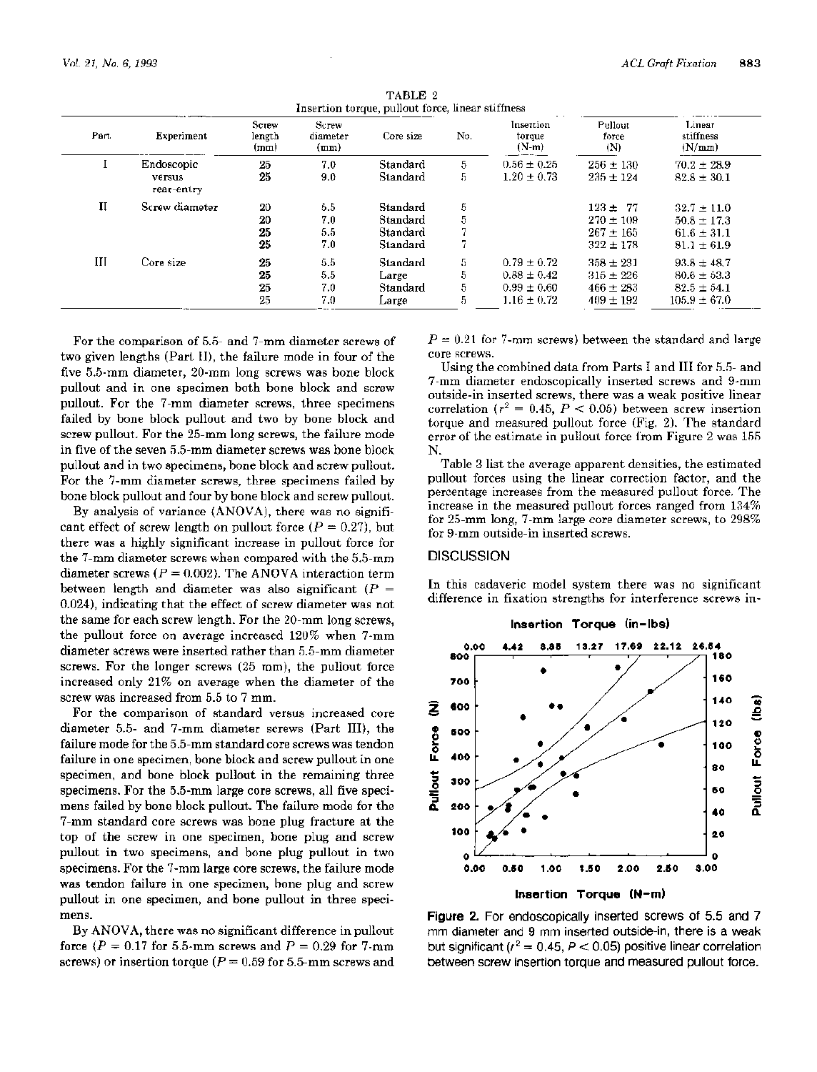TABLE 2

Insertion torque, pullout force, linear stiffness

| Part | Experiment | Screw length (mm) | Screw diameter (mm) | Core size | No. | Insertion torque (N-m) | Pullout force (N) | Linear stiffness (N/mm) |
|---|---|---|---|---|---|---|---|---|
| I | Endoscopic versus rear-entry | 25 | 7.0 | Standard | 5 | 0.56 ± 0.25 | 256 ± 130 | 70.2 ± 28.9 |
| | | 25 | 9.0 | Standard | 5 | 1.20 ± 0.73 | 235 ± 124 | 82.8 ± 30.1 |
| II | Screw diameter | 20 | 5.5 | Standard | 5 | | 123 ± 77 | 32.7 ± 11.0 |
| | | 20 | 7.0 | Standard | 5 | | 270 ± 109 | 50.8 ± 17.3 |
| | | 25 | 5.5 | Standard | 7 | | 267 ± 165 | 61.6 ± 31.1 |
| | | 25 | 7.0 | Standard | 7 | | 322 ± 178 | 81.1 ± 61.9 |
| III | Core size | 25 | 5.5 | Standard | 5 | 0.79 ± 0.72 | 358 ± 231 | 93.8 ± 48.7 |
| | | 25 | 5.5 | Large | 5 | 0.88 ± 0.42 | 315 ± 226 | 80.6 ± 63.3 |
| | | 25 | 7.0 | Standard | 5 | 0.99 ± 0.60 | 466 ± 283 | 82.5 ± 54.1 |
| | | 25 | 7.0 | Large | 5 | 1.16 ± 0.72 | 409 ± 192 | 105.9 ± 67.0 |

For the comparison of 5.5- and 7-mm diameter screws of two given lengths (Part II), the failure mode in four of the five 5.5-mm diameter, 20-mm long screws was bone block pullout and in one specimen both bone block and screw pullout. For the 7-mm diameter screws, three specimens failed by bone block pullout and two by bone block and screw pullout. For the 25-mm long screws, the failure mode in five of the seven 5.5-mm diameter screws was bone block pullout and in two specimens, bone block and screw pullout. For the 7-mm diameter screws, three specimens failed by bone block pullout and four by bone block and screw pullout.

By analysis of variance (ANOVA), there was no significant effect of screw length on pullout force ($P = 0.27$), but there was a highly significant increase in pullout force for the 7-mm diameter screws when compared with the 5.5-mm diameter screws ($P = 0.002$). The ANOVA interaction term between length and diameter was also significant ($P = 0.024$), indicating that the effect of screw diameter was not the same for each screw length. For the 20-mm long screws, the pullout force on average increased 120% when 7-mm diameter screws were inserted rather than 5.5-mm diameter screws. For the longer screws (25 mm), the pullout force increased only 21% on average when the diameter of the screw was increased from 5.5 to 7 mm.

For the comparison of standard versus increased core diameter 5.5- and 7-mm diameter screws (Part III), the failure mode for the 5.5-mm standard core screws was tendon failure in one specimen, bone block and screw pullout in one specimen, and bone block pullout in the remaining three specimens. For the 5.5-mm large core screws, all five specimens failed by bone block pullout. The failure mode for the 7-mm standard core screws was bone plug fracture at the top of the screw in one specimen, bone plug and screw pullout in two specimens, and bone plug pullout in two specimens. For the 7-mm large core screws, the failure mode was tendon failure in one specimen, bone plug and screw pullout in one specimen, and bone pullout in three specimens.

By ANOVA, there was no significant difference in pullout force ($P = 0.17$ for 5.5-mm screws and $P = 0.29$ for 7-mm screws) or insertion torque ($P = 0.59$ for 5.5-mm screws and $P = 0.21$ for 7-mm screws) between the standard and large core screws.

Using the combined data from Parts I and III for 5.5- and 7-mm diameter endoscopically inserted screws and 9-mm outside-in inserted screws, there was a weak positive linear correlation ($r^2 = 0.45$, $P < 0.05$) between screw insertion torque and measured pullout force (Fig. 2). The standard error of the estimate in pullout force from Figure 2 was 155 N.

Table 3 list the average apparent densities, the estimated pullout forces using the linear correction factor, and the percentage increases from the measured pullout force. The increase in the measured pullout forces ranged from 134% for 25-mm long, 7-mm large core diameter screws, to 298% for 9-mm outside-in inserted screws.

## DISCUSSION

In this cadaveric model system there was no significant difference in fixation strengths for interference screws in-

**Figure 2.** For endoscopically inserted screws of 5.5 and 7 mm diameter and 9 mm inserted outside-in, there is a weak but significant ($r^2 = 0.45$, $P < 0.05$) positive linear correlation between screw insertion torque and measured pullout force.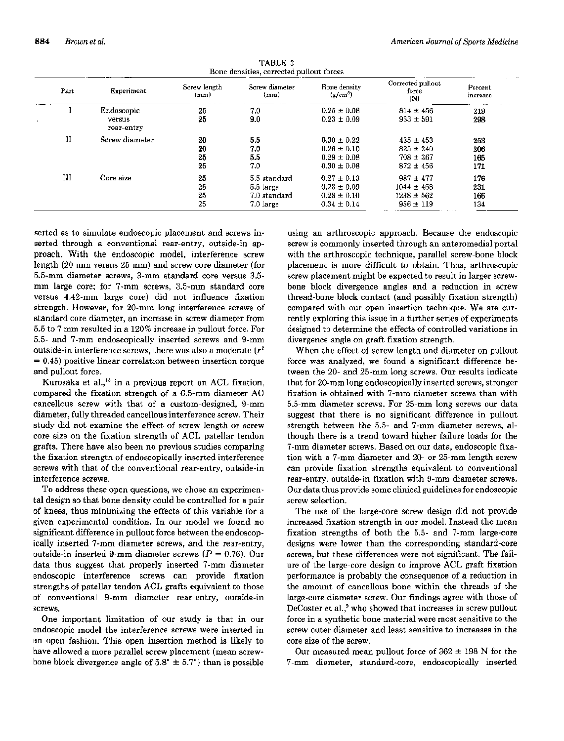TABLE 3
Bone densities, corrected pullout forces

| Part | Experiment | Screw length (mm) | Screw diameter (mm) | Bone density (g/cm³) | Corrected pullout force (N) | Percent increase |
|---|---|---|---|---|---|---|
| I | Endoscopic versus rear-entry | 25 | 7.0 | 0.25 ± 0.08 | 814 ± 456 | 219 |
| | | 25 | 9.0 | 0.23 ± 0.09 | 933 ± 591 | 298 |
| II | Screw diameter | 20 | 5.5 | 0.30 ± 0.22 | 435 ± 453 | 253 |
| | | 20 | 7.0 | 0.26 ± 0.10 | 825 ± 240 | 206 |
| | | 25 | 5.5 | 0.29 ± 0.08 | 708 ± 367 | 165 |
| | | 25 | 7.0 | 0.30 ± 0.08 | 872 ± 456 | 171 |
| III | Core size | 25 | 5.5 standard | 0.27 ± 0.13 | 987 ± 477 | 176 |
| | | 25 | 5.5 large | 0.23 ± 0.09 | 1044 ± 458 | 231 |
| | | 25 | 7.0 standard | 0.28 ± 0.10 | 1238 ± 562 | 166 |
| | | 25 | 7.0 large | 0.34 ± 0.14 | 956 ± 119 | 134 |

serted as to simulate endoscopic placement and screws inserted through a conventional rear-entry, outside-in approach. With the endoscopic model, interference screw length (20 mm versus 25 mm) and screw core diameter (for 5.5-mm diameter screws, 3-mm standard core versus 3.5-mm large core; for 7-mm screws, 3.5-mm standard core versus 4.42-mm large core) did not influence fixation strength. However, for 20-mm long interference screws of standard core diameter, an increase in screw diameter from 5.5 to 7 mm resulted in a 120% increase in pullout force. For 5.5- and 7-mm endoscopically inserted screws and 9-mm outside-in interference screws, there was also a moderate ($r^2$ = 0.45) positive linear correlation between insertion torque and pullout force.

Kurosaka et al.,[15] in a previous report on ACL fixation, compared the fixation strength of a 6.5-mm diameter AO cancellous screw with that of a custom-designed, 9-mm diameter, fully threaded cancellous interference screw. Their study did not examine the effect of screw length or screw core size on the fixation strength of ACL patellar tendon grafts. There have also been no previous studies comparing the fixation strength of endoscopically inserted interference screws with that of the conventional rear-entry, outside-in interference screws.

To address these open questions, we chose an experimental design so that bone density could be controlled for a pair of knees, thus minimizing the effects of this variable for a given experimental condition. In our model we found no significant difference in pullout force between the endoscopically inserted 7-mm diameter screws, and the rear-entry, outside-in inserted 9-mm diameter screws ($P$ = 0.76). Our data thus suggest that properly inserted 7-mm diameter endoscopic interference screws can provide fixation strengths of patellar tendon ACL grafts equivalent to those of conventional 9-mm diameter rear-entry, outside-in screws.

One important limitation of our study is that in our endoscopic model the interference screws were inserted in an open fashion. This open insertion method is likely to have allowed a more parallel screw placement (mean screw-bone block divergence angle of 5.8° ± 5.7°) than is possible using an arthroscopic approach. Because the endoscopic screw is commonly inserted through an anteromedial portal with the arthroscopic technique, parallel screw-bone block placement is more difficult to obtain. Thus, arthroscopic screw placement might be expected to result in larger screw-bone block divergence angles and a reduction in screw thread-bone block contact (and possibly fixation strength) compared with our open insertion technique. We are currently exploring this issue in a further series of experiments designed to determine the effects of controlled variations in divergence angle on graft fixation strength.

When the effect of screw length and diameter on pullout force was analyzed, we found a significant difference between the 20- and 25-mm long screws. Our results indicate that for 20-mm long endoscopically inserted screws, stronger fixation is obtained with 7-mm diameter screws than with 5.5-mm diameter screws. For 25-mm long screws our data suggest that there is no significant difference in pullout strength between the 5.5- and 7-mm diameter screws, although there is a trend toward higher failure loads for the 7-mm diameter screws. Based on our data, endoscopic fixation with a 7-mm diameter and 20- or 25-mm length screw can provide fixation strengths equivalent to conventional rear-entry, outside-in fixation with 9-mm diameter screws. Our data thus provide some clinical guidelines for endoscopic screw selection.

The use of the large-core screw design did not provide increased fixation strength in our model. Instead the mean fixation strengths of both the 5.5- and 7-mm large-core designs were lower than the corresponding standard-core screws, but these differences were not significant. The failure of the large-core design to improve ACL graft fixation performance is probably the consequence of a reduction in the amount of cancellous bone within the threads of the large-core diameter screw. Our findings agree with those of DeCoster et al.,[9] who showed that increases in screw pullout force in a synthetic bone material were most sensitive to the screw outer diameter and least sensitive to increases in the core size of the screw.

Our measured mean pullout force of 362 ± 198 N for the 7-mm diameter, standard-core, endoscopically inserted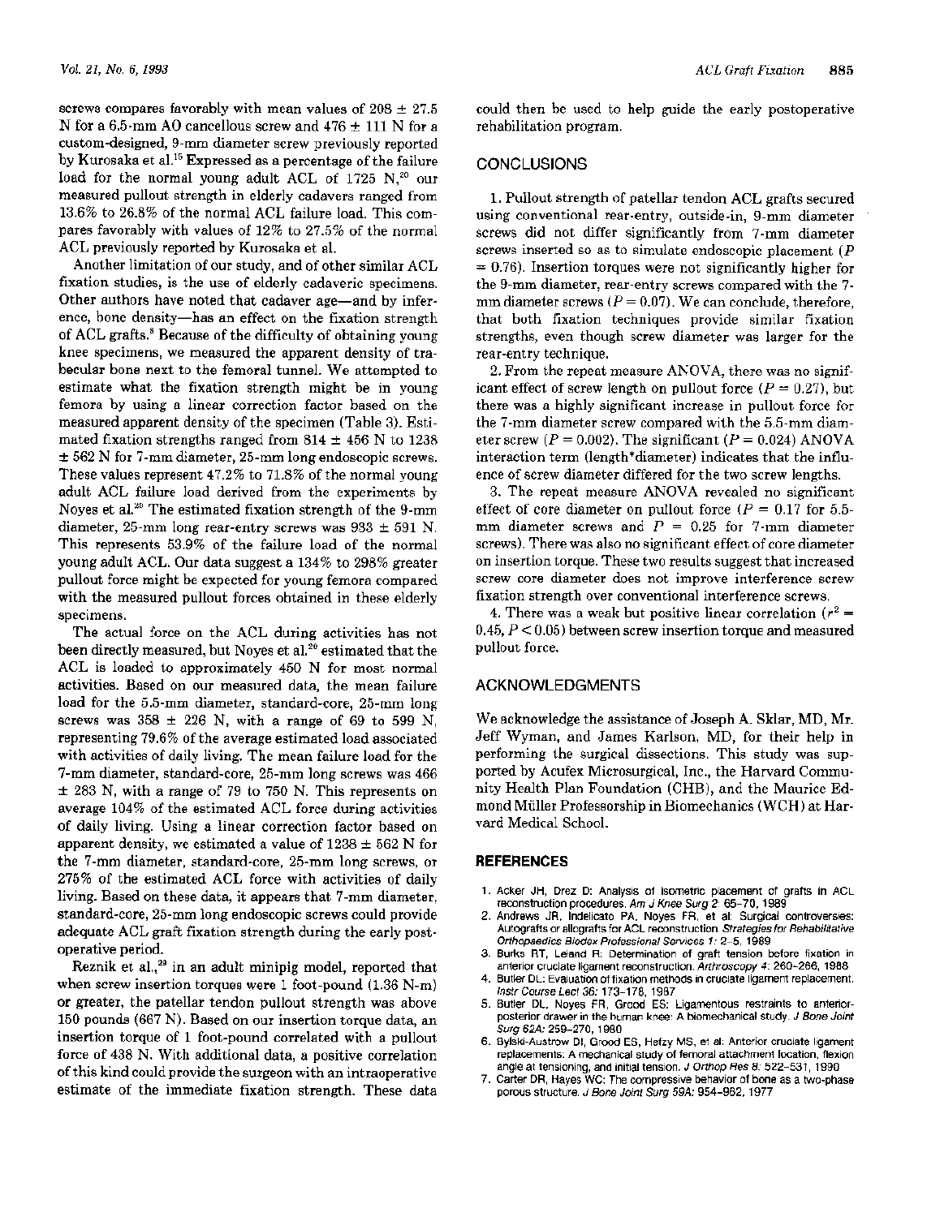screws compares favorably with mean values of 208 ± 27.5 N for a 6.5-mm AO cancellous screw and 476 ± 111 N for a custom-designed, 9-mm diameter screw previously reported by Kurosaka et al.[15] Expressed as a percentage of the failure load for the normal young adult ACL of 1725 N,[20] our measured pullout strength in elderly cadavers ranged from 13.6% to 26.8% of the normal ACL failure load. This compares favorably with values of 12% to 27.5% of the normal ACL previously reported by Kurosaka et al.

Another limitation of our study, and of other similar ACL fixation studies, is the use of elderly cadaveric specimens. Other authors have noted that cadaver age—and by inference, bone density—has an effect on the fixation strength of ACL grafts.[8] Because of the difficulty of obtaining young knee specimens, we measured the apparent density of trabecular bone next to the femoral tunnel. We attempted to estimate what the fixation strength might be in young femora by using a linear correction factor based on the measured apparent density of the specimen (Table 3). Estimated fixation strengths ranged from 814 ± 456 N to 1238 ± 562 N for 7-mm diameter, 25-mm long endoscopic screws. These values represent 47.2% to 71.8% of the normal young adult ACL failure load derived from the experiments by Noyes et al.[20] The estimated fixation strength of the 9-mm diameter, 25-mm long rear-entry screws was 933 ± 591 N. This represents 53.9% of the failure load of the normal young adult ACL. Our data suggest a 134% to 298% greater pullout force might be expected for young femora compared with the measured pullout forces obtained in these elderly specimens.

The actual force on the ACL during activities has not been directly measured, but Noyes et al.[20] estimated that the ACL is loaded to approximately 450 N for most normal activities. Based on our measured data, the mean failure load for the 5.5-mm diameter, standard-core, 25-mm long screws was 358 ± 226 N, with a range of 69 to 599 N, representing 79.6% of the average estimated load associated with activities of daily living. The mean failure load for the 7-mm diameter, standard-core, 25-mm long screws was 466 ± 283 N, with a range of 79 to 750 N. This represents on average 104% of the estimated ACL force during activities of daily living. Using a linear correction factor based on apparent density, we estimated a value of 1238 ± 562 N for the 7-mm diameter, standard-core, 25-mm long screws, or 275% of the estimated ACL force with activities of daily living. Based on these data, it appears that 7-mm diameter, standard-core, 25-mm long endoscopic screws could provide adequate ACL graft fixation strength during the early postoperative period.

Reznik et al.,[23] in an adult minipig model, reported that when screw insertion torques were 1 foot-pound (1.36 N-m) or greater, the patellar tendon pullout strength was above 150 pounds (667 N). Based on our insertion torque data, an insertion torque of 1 foot-pound correlated with a pullout force of 438 N. With additional data, a positive correlation of this kind could provide the surgeon with an intraoperative estimate of the immediate fixation strength. These data could then be used to help guide the early postoperative rehabilitation program.

## CONCLUSIONS

1. Pullout strength of patellar tendon ACL grafts secured using conventional rear-entry, outside-in, 9-mm diameter screws did not differ significantly from 7-mm diameter screws inserted so as to simulate endoscopic placement ($P = 0.76$). Insertion torques were not significantly higher for the 9-mm diameter, rear-entry screws compared with the 7-mm diameter screws ($P = 0.07$). We can conclude, therefore, that both fixation techniques provide similar fixation strengths, even though screw diameter was larger for the rear-entry technique.

2. From the repeat measure ANOVA, there was no significant effect of screw length on pullout force ($P = 0.27$), but there was a highly significant increase in pullout force for the 7-mm diameter screw compared with the 5.5-mm diameter screw ($P = 0.002$). The significant ($P = 0.024$) ANOVA interaction term (length*diameter) indicates that the influence of screw diameter differed for the two screw lengths.

3. The repeat measure ANOVA revealed no significant effect of core diameter on pullout force ($P = 0.17$ for 5.5-mm diameter screws and $P = 0.25$ for 7-mm diameter screws). There was also no significant effect of core diameter on insertion torque. These two results suggest that increased screw core diameter does not improve interference screw fixation strength over conventional interference screws.

4. There was a weak but positive linear correlation ($r^2 = 0.45$, $P < 0.05$) between screw insertion torque and measured pullout force.

## ACKNOWLEDGMENTS

We acknowledge the assistance of Joseph A. Sklar, MD, Mr. Jeff Wyman, and James Karlson, MD, for their help in performing the surgical dissections. This study was supported by Acufex Microsurgical, Inc., the Harvard Community Health Plan Foundation (CHB), and the Maurice Edmond Müller Professorship in Biomechanics (WCH) at Harvard Medical School.

## REFERENCES

1. Acker JH, Drez D: Analysis of isometric placement of grafts in ACL reconstruction procedures. *Am J Knee Surg 2:* 65–70, 1989
2. Andrews JR, Indelicato PA, Noyes FR, et al: Surgical controversies: Autografts or allografts for ACL reconstruction. *Strategies for Rehabilitative Orthopaedics Biodex Professional Services 1:* 2–5, 1989
3. Burks RT, Leland R: Determination of graft tension before fixation in anterior cruciate ligament reconstruction. *Arthroscopy 4:* 260–266, 1988
4. Butler DL: Evaluation of fixation methods in cruciate ligament replacement. *Instr Course Lect 36:* 173–178, 1987
5. Butler DL, Noyes FR, Grood ES: Ligamentous restraints to anterior-posterior drawer in the human knee: A biomechanical study. *J Bone Joint Surg 62A:* 259–270, 1980
6. Bylski-Austrow DI, Grood ES, Hefzy MS, et al: Anterior cruciate ligament replacements: A mechanical study of femoral attachment location, flexion angle at tensioning, and initial tension. *J Orthop Res 8:* 522–531, 1990
7. Carter DR, Hayes WC: The compressive behavior of bone as a two-phase porous structure. *J Bone Joint Surg 59A:* 954–962, 1977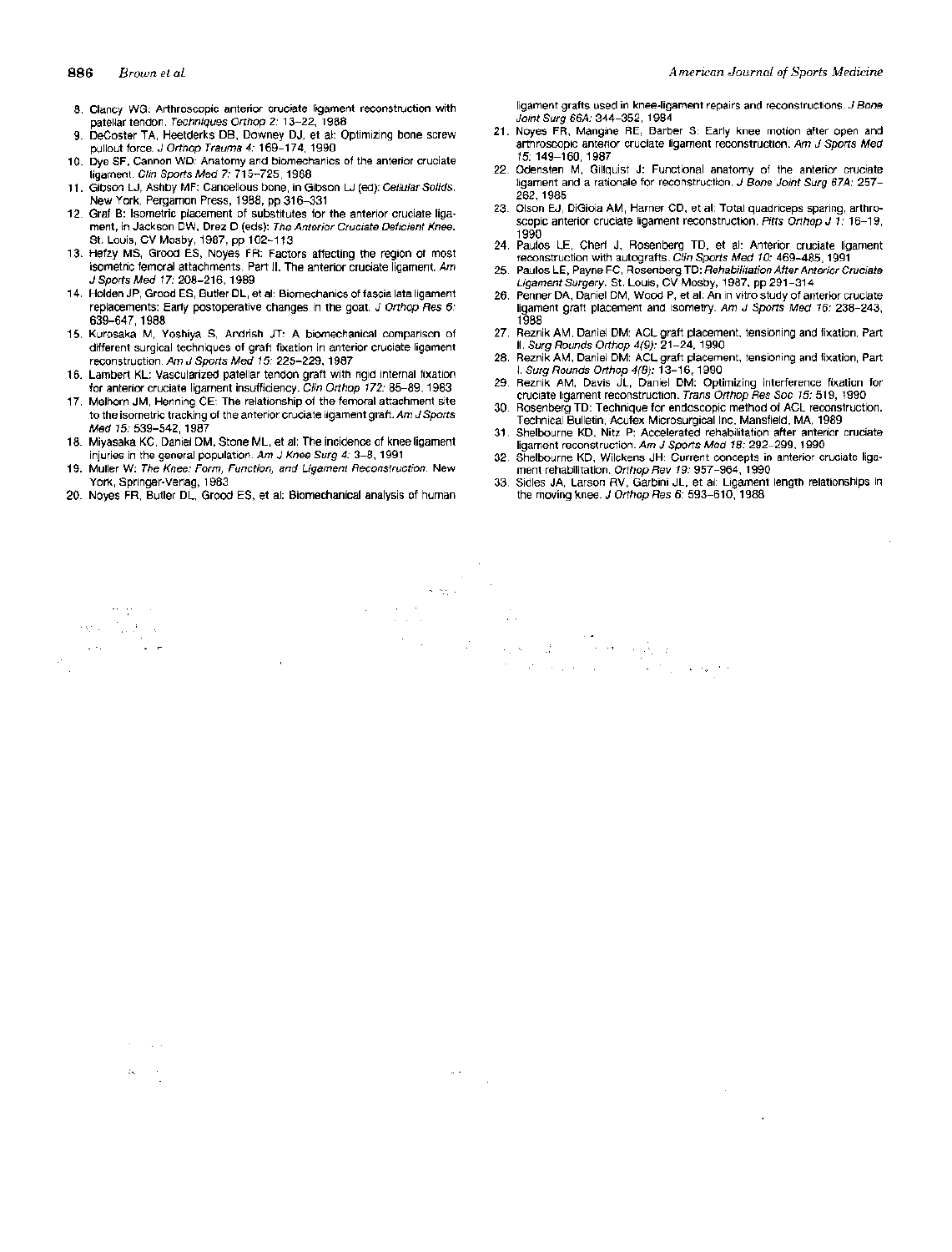8. Clancy WG: Arthroscopic anterior cruciate ligament reconstruction with patellar tendon. *Techniques Orthop 2:* 13–22, 1988
9. DeCoster TA, Heetderks DB, Downey DJ, et al: Optimizing bone screw pullout force. *J Orthop Trauma 4:* 169–174, 1990
10. Dye SF, Cannon WD: Anatomy and biomechanics of the anterior cruciate ligament. *Clin Sports Med 7:* 715–725, 1988
11. Gibson LJ, Ashby MF: Cancellous bone, in Gibson LJ (ed): *Cellular Solids.* New York, Pergamon Press, 1988, pp 316–331
12. Graf B: Isometric placement of substitutes for the anterior cruciate ligament, in Jackson DW, Drez D (eds): *The Anterior Cruciate Deficient Knee.* St. Louis, CV Mosby, 1987, pp 102–113
13. Hefzy MS, Grood ES, Noyes FR: Factors affecting the region of most isometric femoral attachments. Part II. The anterior cruciate ligament. *Am J Sports Med 17:* 208–216, 1989
14. Holden JP, Grood ES, Butler DL, et al: Biomechanics of fascia lata ligament replacements: Early postoperative changes in the goat. *J Orthop Res 6:* 639–647, 1988
15. Kurosaka M, Yoshiya S, Andrish JT: A biomechanical comparison of different surgical techniques of graft fixation in anterior cruciate ligament reconstruction. *Am J Sports Med 15:* 225–229, 1987
16. Lambert KL: Vascularized patellar tendon graft with rigid internal fixation for anterior cruciate ligament insufficiency. *Clin Orthop 172:* 85–89, 1983
17. Melhorn JM, Henning CE: The relationship of the femoral attachment site to the isometric tracking of the anterior cruciate ligament graft. *Am J Sports Med 15:* 539–542, 1987
18. Miyasaka KC, Daniel DM, Stone ML, et al: The incidence of knee ligament injuries in the general population. *Am J Knee Surg 4:* 3–8, 1991
19. Muller W: *The Knee: Form, Function, and Ligament Reconstruction.* New York, Springer-Verlag, 1983
20. Noyes FR, Butler DL, Grood ES, et al: Biomechanical analysis of human ligament grafts used in knee-ligament repairs and reconstructions. *J Bone Joint Surg 66A:* 344–352, 1984
21. Noyes FR, Mangine RE, Barber S: Early knee motion after open and arthroscopic anterior cruciate ligament reconstruction. *Am J Sports Med 15:* 149–160, 1987
22. Odensten M, Gillquist J: Functional anatomy of the anterior cruciate ligament and a rationale for reconstruction. *J Bone Joint Surg 67A:* 257–262, 1985
23. Olson EJ, DiGioia AM, Harner CD, et al: Total quadriceps sparing, arthroscopic anterior cruciate ligament reconstruction. *Pitts Orthop J 1:* 16–19, 1990
24. Paulos LE, Cherf J, Rosenberg TD, et al: Anterior cruciate ligament reconstruction with autografts. *Clin Sports Med 10:* 469–485, 1991
25. Paulos LE, Payne FC, Rosenberg TD: *Rehabilitation After Anterior Cruciate Ligament Surgery.* St. Louis, CV Mosby, 1987, pp 291–314
26. Penner DA, Daniel DM, Wood P, et al: An in vitro study of anterior cruciate ligament graft placement and isometry. *Am J Sports Med 16:* 238–243, 1988
27. Reznik AM, Daniel DM: ACL graft placement, tensioning and fixation, Part II. *Surg Rounds Orthop 4(9):* 21–24, 1990
28. Reznik AM, Daniel DM: ACL graft placement, tensioning and fixation, Part I. *Surg Rounds Orthop 4(8):* 13–16, 1990
29. Reznik AM, Davis JL, Daniel DM: Optimizing interference fixation for cruciate ligament reconstruction. *Trans Orthop Res Soc 15:* 519, 1990
30. Rosenberg TD: Technique for endoscopic method of ACL reconstruction. Technical Bulletin. Acufex Microsurgical Inc. Mansfield, MA, 1989
31. Shelbourne KD, Nitz P: Accelerated rehabilitation after anterior cruciate ligament reconstruction. *Am J Sports Med 18:* 292–299, 1990
32. Shelbourne KD, Wilckens JH: Current concepts in anterior cruciate ligament rehabilitation. *Orthop Rev 19:* 957–964, 1990
33. Sidles JA, Larson RV, Garbini JL, et al: Ligament length relationships in the moving knee. *J Orthop Res 6:* 593–610, 1988